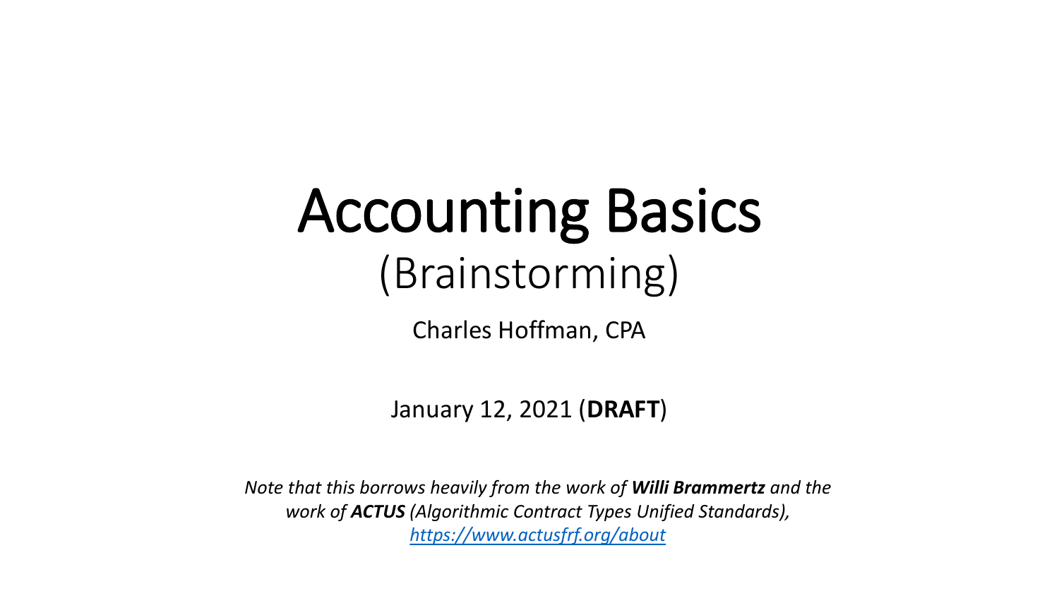# Accounting Basics

## (Brainstorming)

Charles Hoffman, CPA

January 12, 2021 (**DRAFT**)

*Note that this borrows heavily from the work of **Willi Brammertz** and the work of **ACTUS** (Algorithmic Contract Types Unified Standards),* [*https://www.actusfrf.org/about*](https://www.actusfrf.org/about)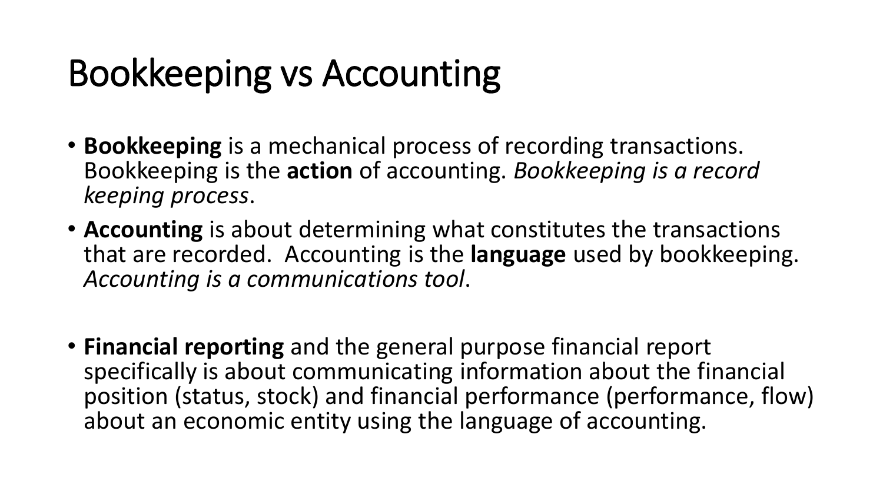# Bookkeeping vs Accounting

- **Bookkeeping** is a mechanical process of recording transactions. Bookkeeping is the **action** of accounting. *Bookkeeping is a record keeping process*.
- **Accounting** is about determining what constitutes the transactions that are recorded. Accounting is the **language** used by bookkeeping. *Accounting is a communications tool*.

- **Financial reporting** and the general purpose financial report specifically is about communicating information about the financial position (status, stock) and financial performance (performance, flow) about an economic entity using the language of accounting.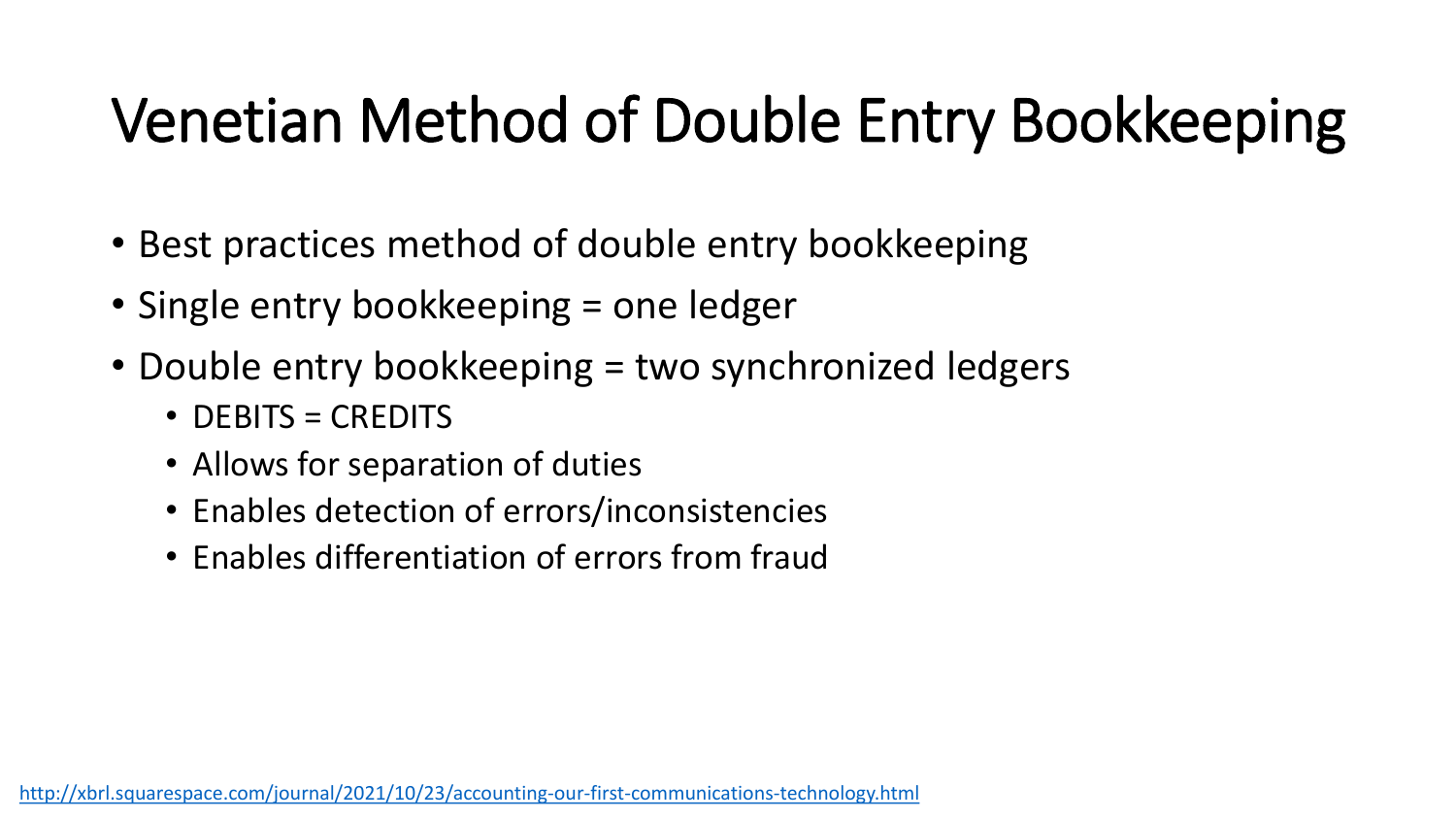# Venetian Method of Double Entry Bookkeeping

- Best practices method of double entry bookkeeping
- Single entry bookkeeping = one ledger
- Double entry bookkeeping = two synchronized ledgers
  - DEBITS = CREDITS
  - Allows for separation of duties
  - Enables detection of errors/inconsistencies
  - Enables differentiation of errors from fraud

http://xbrl.squarespace.com/journal/2021/10/23/accounting-our-first-communications-technology.html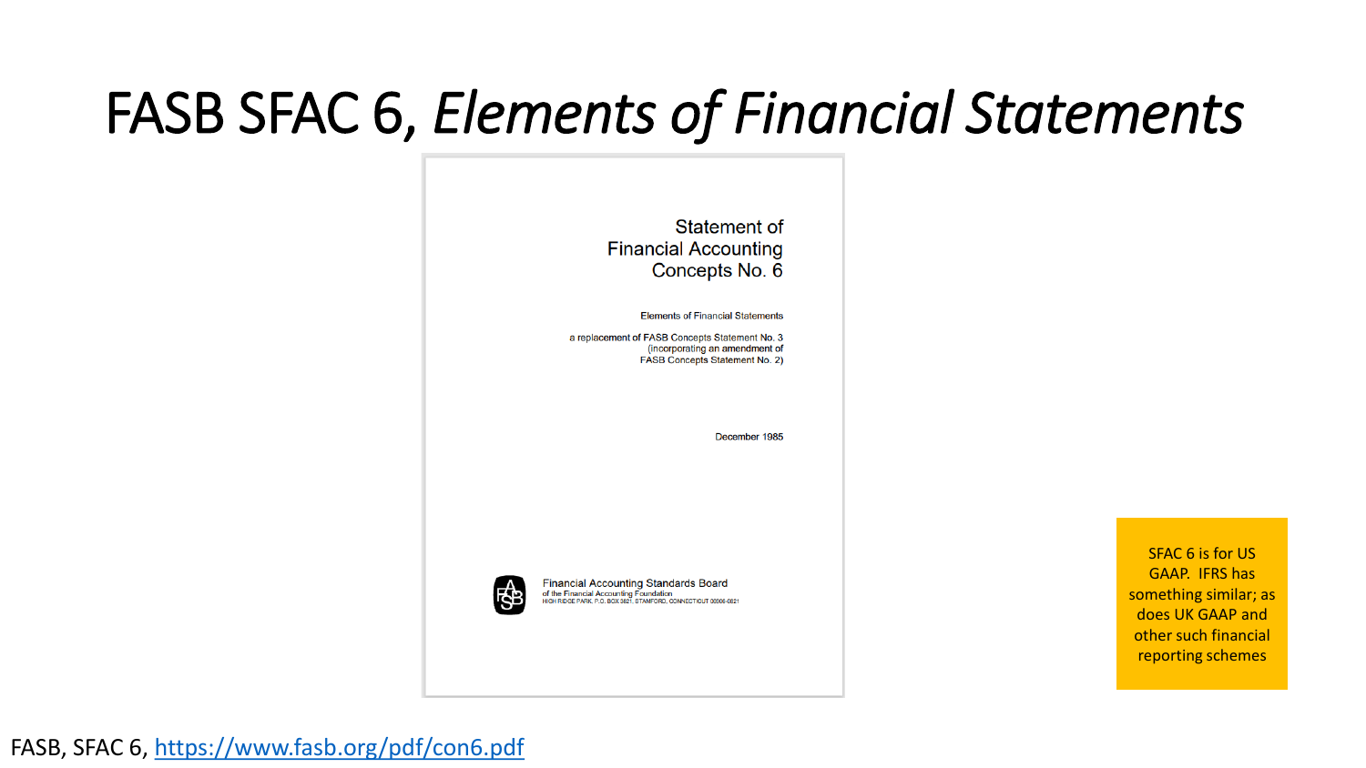# FASB SFAC 6, *Elements of Financial Statements*

Statement of
Financial Accounting
Concepts No. 6

Elements of Financial Statements

a replacement of FASB Concepts Statement No. 3
(incorporating an amendment of
FASB Concepts Statement No. 2)

December 1985

Financial Accounting Standards Board
of the Financial Accounting Foundation
HIGH RIDGE PARK, P.O. BOX 3821, STAMFORD, CONNECTICUT 06905-0821

SFAC 6 is for US GAAP. IFRS has something similar; as does UK GAAP and other such financial reporting schemes

FASB, SFAC 6, https://www.fasb.org/pdf/con6.pdf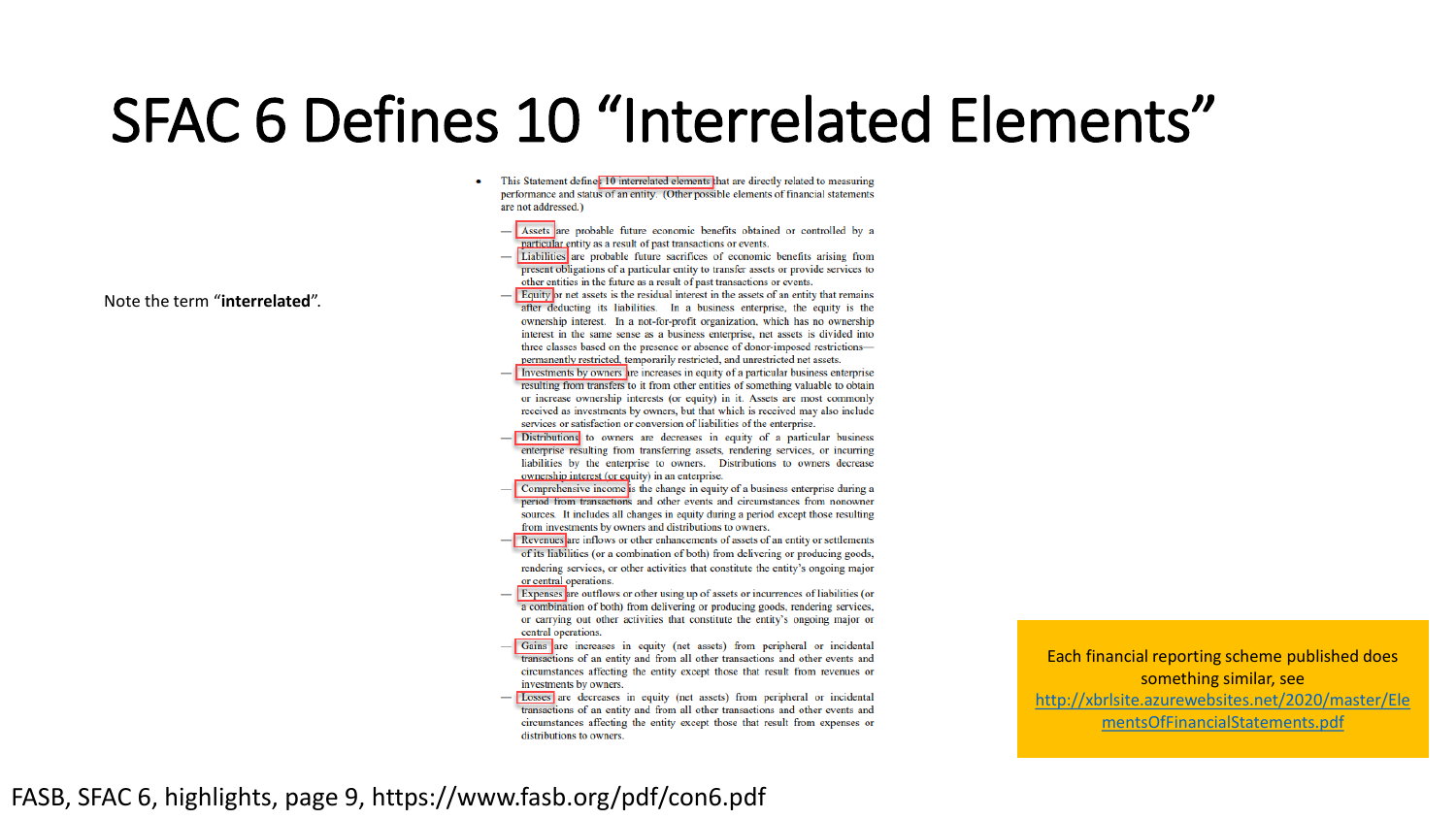# SFAC 6 Defines 10 "Interrelated Elements"

Note the term "**interrelated**".

- This Statement defines 10 interrelated elements that are directly related to measuring performance and status of an entity. (Other possible elements of financial statements are not addressed.)
  - — Assets are probable future economic benefits obtained or controlled by a particular entity as a result of past transactions or events.
  - — Liabilities are probable future sacrifices of economic benefits arising from present obligations of a particular entity to transfer assets or provide services to other entities in the future as a result of past transactions or events.
  - — Equity or net assets is the residual interest in the assets of an entity that remains after deducting its liabilities. In a business enterprise, the equity is the ownership interest. In a not-for-profit organization, which has no ownership interest in the same sense as a business enterprise, net assets is divided into three classes based on the presence or absence of donor-imposed restrictions—permanently restricted, temporarily restricted, and unrestricted net assets.
  - — Investments by owners are increases in equity of a particular business enterprise resulting from transfers to it from other entities of something valuable to obtain or increase ownership interests (or equity) in it. Assets are most commonly received as investments by owners, but that which is received may also include services or satisfaction or conversion of liabilities of the enterprise.
  - — Distributions to owners are decreases in equity of a particular business enterprise resulting from transferring assets, rendering services, or incurring liabilities by the enterprise to owners. Distributions to owners decrease ownership interest (or equity) in an enterprise.
  - — Comprehensive income is the change in equity of a business enterprise during a period from transactions and other events and circumstances from nonowner sources. It includes all changes in equity during a period except those resulting from investments by owners and distributions to owners.
  - — Revenues are inflows or other enhancements of assets of an entity or settlements of its liabilities (or a combination of both) from delivering or producing goods, rendering services, or other activities that constitute the entity's ongoing major or central operations.
  - — Expenses are outflows or other using up of assets or incurrences of liabilities (or a combination of both) from delivering or producing goods, rendering services, or carrying out other activities that constitute the entity's ongoing major or central operations.
  - — Gains are increases in equity (net assets) from peripheral or incidental transactions of an entity and from all other transactions and other events and circumstances affecting the entity except those that result from revenues or investments by owners.
  - — Losses are decreases in equity (net assets) from peripheral or incidental transactions of an entity and from all other transactions and other events and circumstances affecting the entity except those that result from expenses or distributions to owners.

Each financial reporting scheme published does something similar, see http://xbrlsite.azurewebsites.net/2020/master/ElementsOfFinancialStatements.pdf

FASB, SFAC 6, highlights, page 9, https://www.fasb.org/pdf/con6.pdf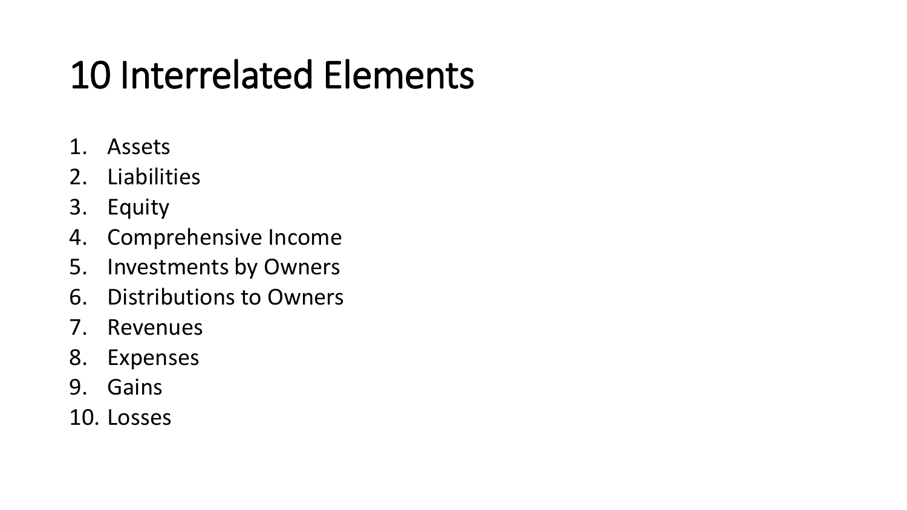# 10 Interrelated Elements

1. Assets
2. Liabilities
3. Equity
4. Comprehensive Income
5. Investments by Owners
6. Distributions to Owners
7. Revenues
8. Expenses
9. Gains
10. Losses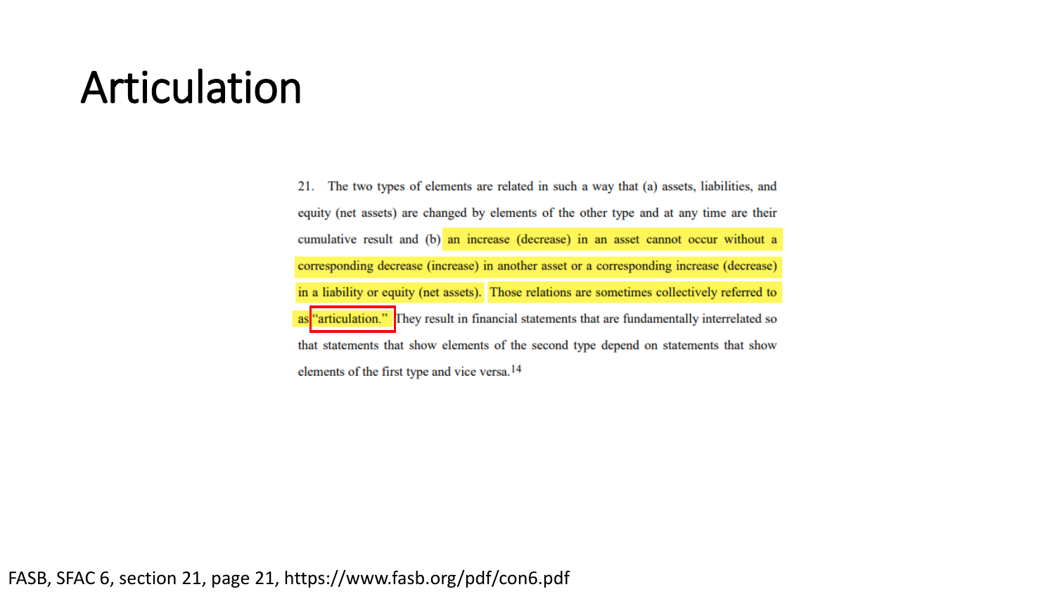# Articulation

21. The two types of elements are related in such a way that (a) assets, liabilities, and equity (net assets) are changed by elements of the other type and at any time are their cumulative result and (b) an increase (decrease) in an asset cannot occur without a corresponding decrease (increase) in another asset or a corresponding increase (decrease) in a liability or equity (net assets). Those relations are sometimes collectively referred to as "articulation." They result in financial statements that are fundamentally interrelated so that statements that show elements of the second type depend on statements that show elements of the first type and vice versa.[14]

FASB, SFAC 6, section 21, page 21, https://www.fasb.org/pdf/con6.pdf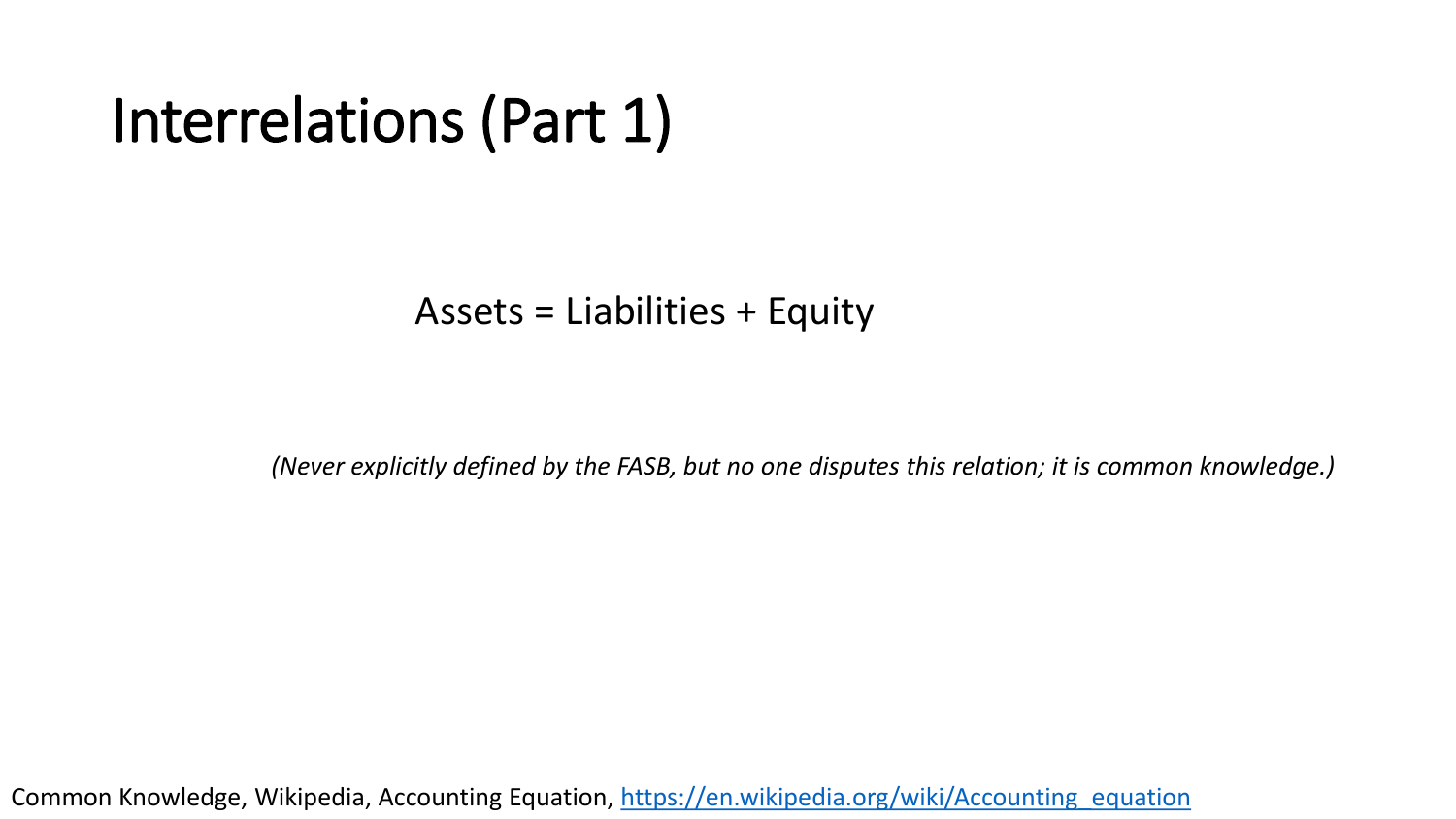# Interrelations (Part 1)

Assets = Liabilities + Equity

*(Never explicitly defined by the FASB, but no one disputes this relation; it is common knowledge.)*

Common Knowledge, Wikipedia, Accounting Equation, [https://en.wikipedia.org/wiki/Accounting_equation](https://en.wikipedia.org/wiki/Accounting_equation)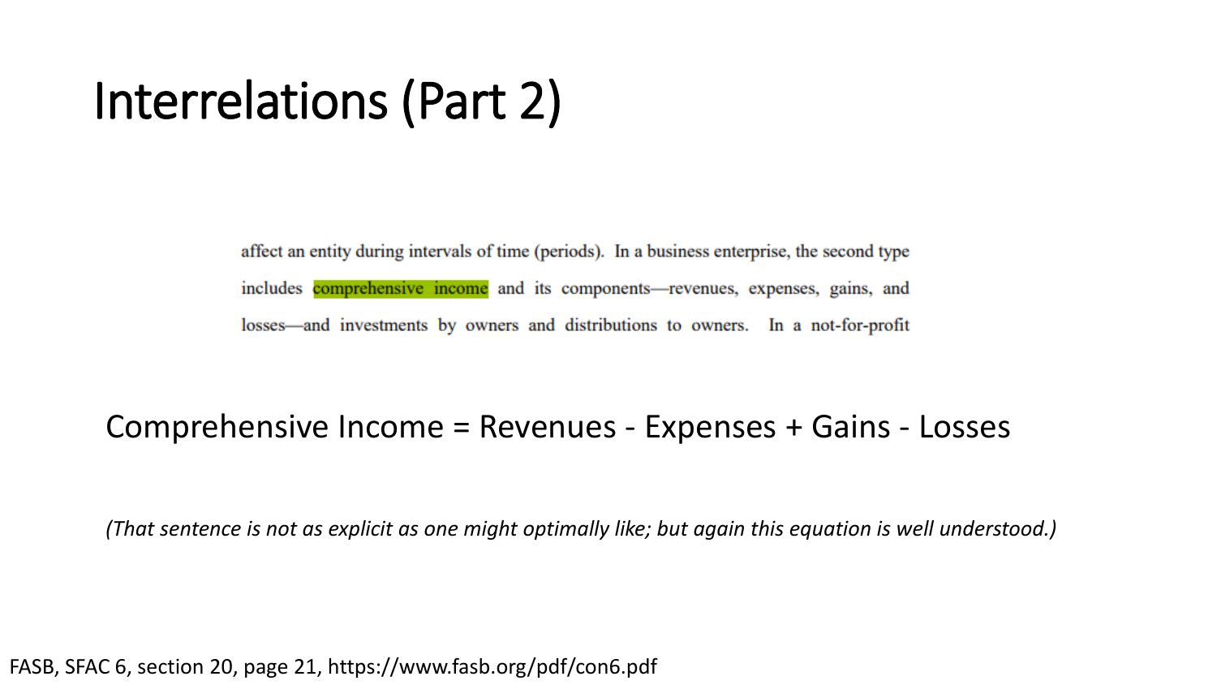# Interrelations (Part 2)

> affect an entity during intervals of time (periods). In a business enterprise, the second type includes comprehensive income and its components—revenues, expenses, gains, and losses—and investments by owners and distributions to owners. In a not-for-profit

Comprehensive Income = Revenues - Expenses + Gains - Losses

*(That sentence is not as explicit as one might optimally like; but again this equation is well understood.)*

FASB, SFAC 6, section 20, page 21, https://www.fasb.org/pdf/con6.pdf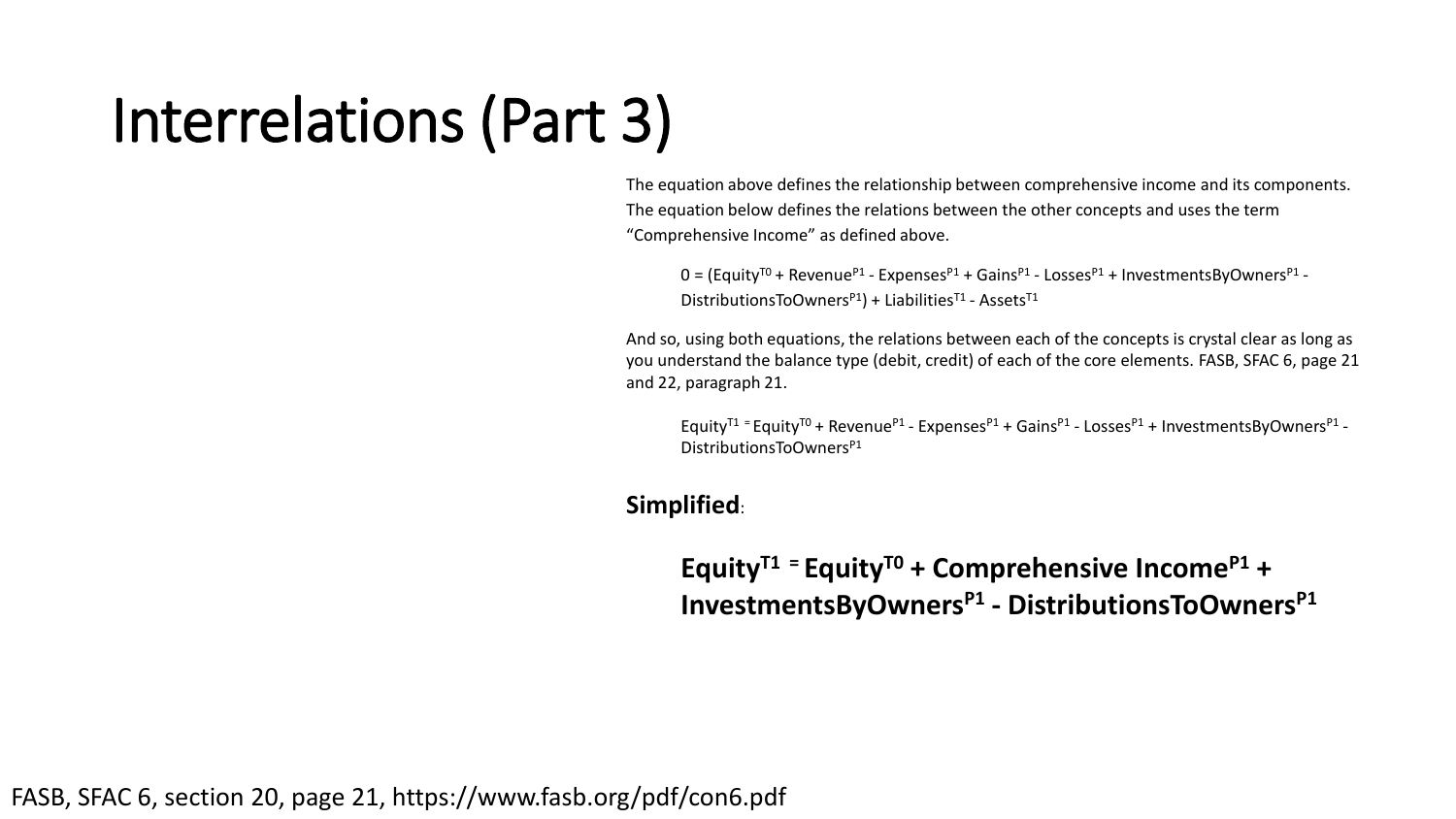# Interrelations (Part 3)

The equation above defines the relationship between comprehensive income and its components. The equation below defines the relations between the other concepts and uses the term "Comprehensive Income" as defined above.

$$0 = (Equity^{T0} + Revenue^{P1} - Expenses^{P1} + Gains^{P1} - Losses^{P1} + InvestmentsByOwners^{P1} - DistributionsToOwners^{P1}) + Liabilities^{T1} - Assets^{T1}$$

And so, using both equations, the relations between each of the concepts is crystal clear as long as you understand the balance type (debit, credit) of each of the core elements. FASB, SFAC 6, page 21 and 22, paragraph 21.

$$Equity^{T1} = Equity^{T0} + Revenue^{P1} - Expenses^{P1} + Gains^{P1} - Losses^{P1} + InvestmentsByOwners^{P1} - DistributionsToOwners^{P1}$$

**Simplified**:

$$\mathbf{Equity^{T1} = Equity^{T0} + Comprehensive\ Income^{P1} + InvestmentsByOwners^{P1} - DistributionsToOwners^{P1}}$$

FASB, SFAC 6, section 20, page 21, https://www.fasb.org/pdf/con6.pdf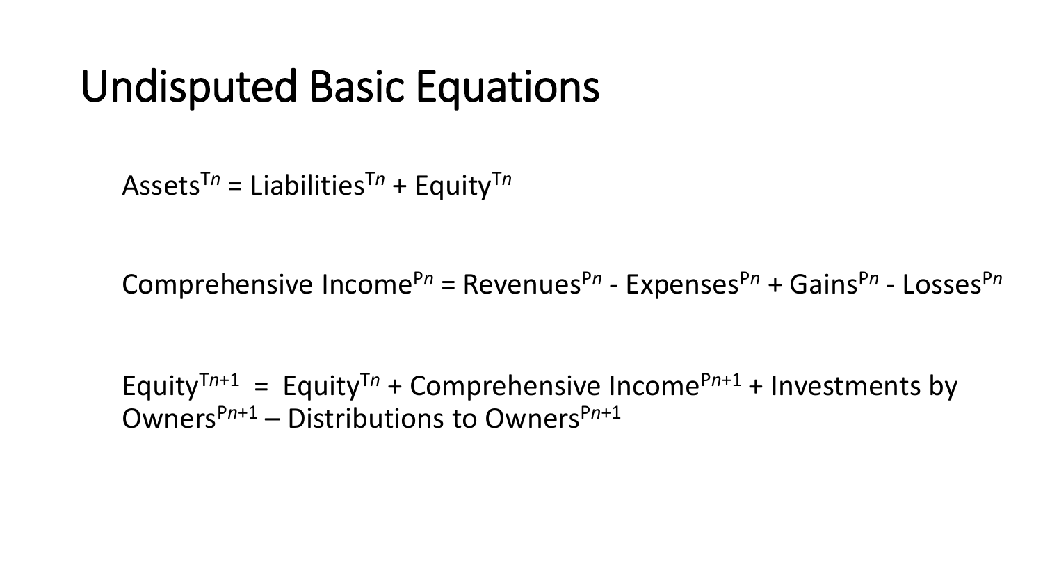# Undisputed Basic Equations

$\text{Assets}^{Tn} = \text{Liabilities}^{Tn} + \text{Equity}^{Tn}$

$\text{Comprehensive Income}^{Pn} = \text{Revenues}^{Pn} - \text{Expenses}^{Pn} + \text{Gains}^{Pn} - \text{Losses}^{Pn}$

$\text{Equity}^{Tn+1} = \text{Equity}^{Tn} + \text{Comprehensive Income}^{Pn+1} + \text{Investments by Owners}^{Pn+1} - \text{Distributions to Owners}^{Pn+1}$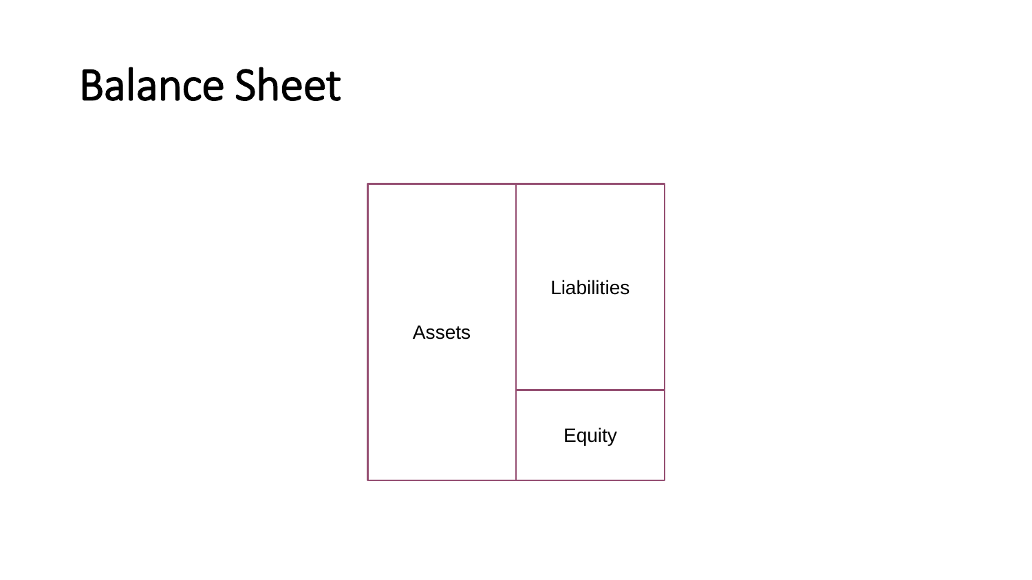# Balance Sheet

| Assets | Liabilities |
| --- | --- |
| | Equity |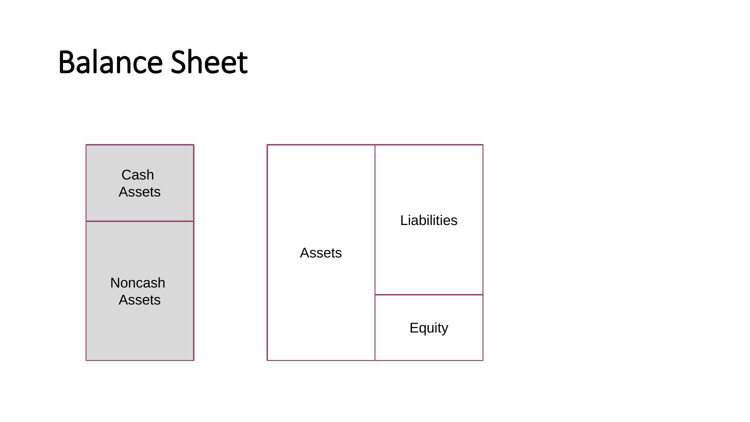# Balance Sheet

| Cash Assets |
| --- |
| Noncash Assets |

| Assets | Liabilities |
| --- | --- |
| | Equity |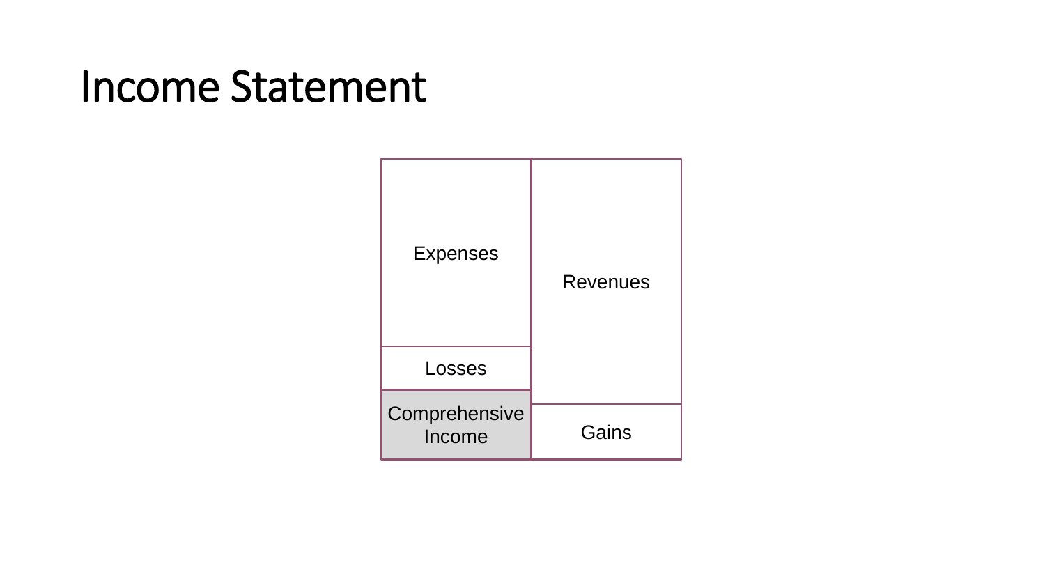# Income Statement

| Expenses | Revenues |
| --- | --- |
| Losses | |
| Comprehensive Income | Gains |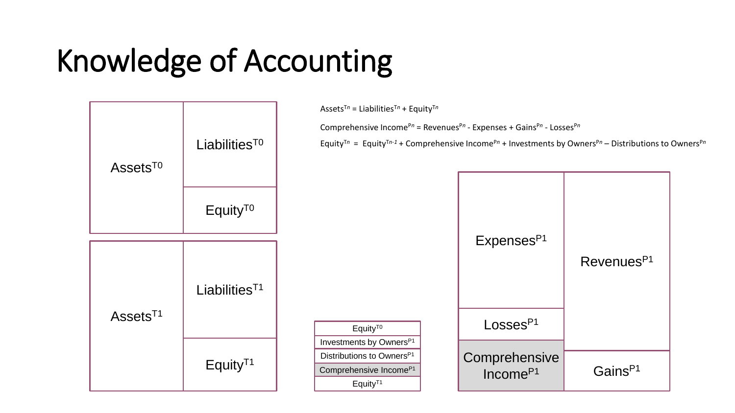# Knowledge of Accounting

$$\text{Assets}^{Tn} = \text{Liabilities}^{Tn} + \text{Equity}^{Tn}$$

$$\text{Comprehensive Income}^{Pn} = \text{Revenues}^{Pn} - \text{Expenses} + \text{Gains}^{Pn} - \text{Losses}^{Pn}$$

$$\text{Equity}^{Tn} = \text{Equity}^{Tn-1} + \text{Comprehensive Income}^{Pn} + \text{Investments by Owners}^{Pn} - \text{Distributions to Owners}^{Pn}$$

| $\text{Assets}^{T0}$ | $\text{Liabilities}^{T0}$ |
| --- | --- |
| | $\text{Equity}^{T0}$ |

| $\text{Assets}^{T1}$ | $\text{Liabilities}^{T1}$ |
| --- | --- |
| | $\text{Equity}^{T1}$ |

| $\text{Equity}^{T0}$ |
| --- |
| $\text{Investments by Owners}^{P1}$ |
| $\text{Distributions to Owners}^{P1}$ |
| $\text{Comprehensive Income}^{P1}$ |
| $\text{Equity}^{T1}$ |

| $\text{Expenses}^{P1}$ | $\text{Revenues}^{P1}$ |
| --- | --- |
| $\text{Losses}^{P1}$ | |
| $\text{Comprehensive Income}^{P1}$ | $\text{Gains}^{P1}$ |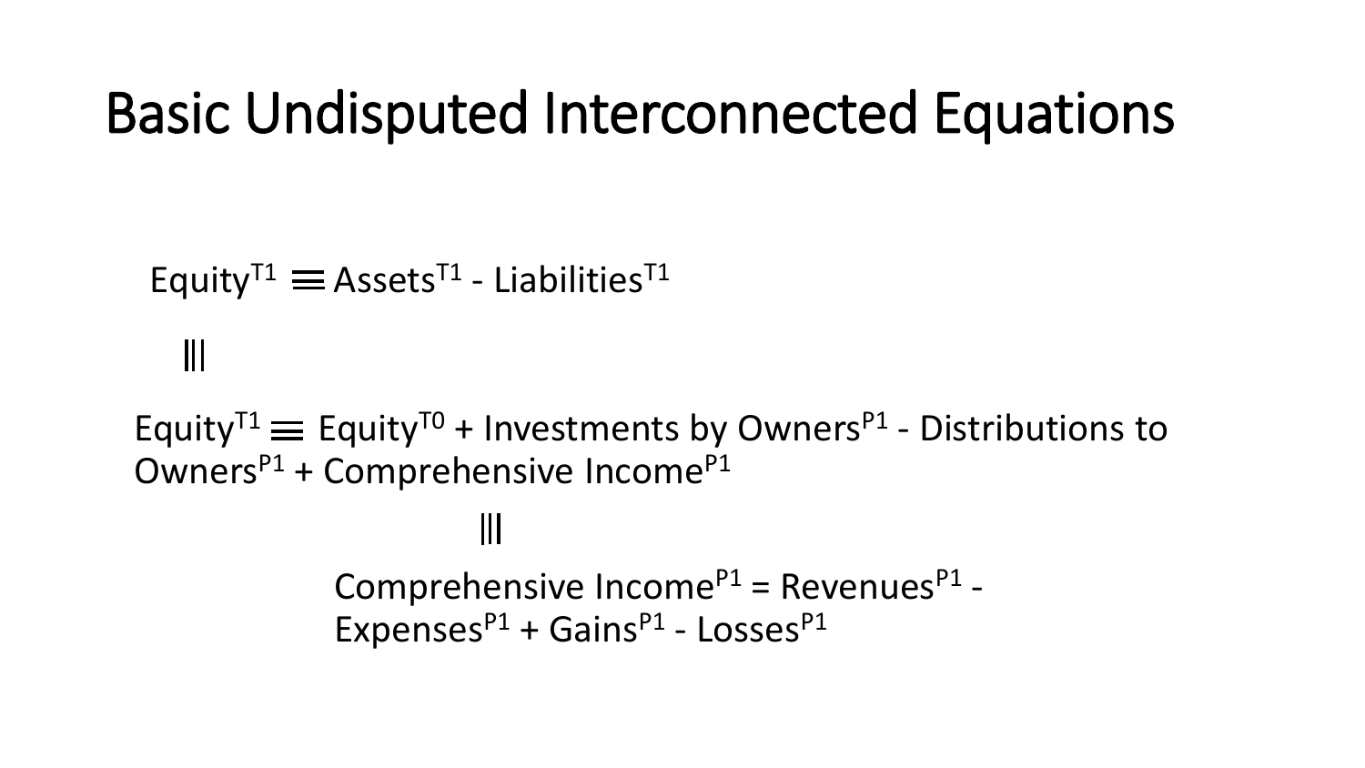# Basic Undisputed Interconnected Equations

$$\text{Equity}^{T1} \equiv \text{Assets}^{T1} - \text{Liabilities}^{T1}$$

$$|||$$

$$\text{Equity}^{T1} \equiv \text{Equity}^{T0} + \text{Investments by Owners}^{P1} - \text{Distributions to Owners}^{P1} + \text{Comprehensive Income}^{P1}$$

$$|||$$

$$\text{Comprehensive Income}^{P1} = \text{Revenues}^{P1} - \text{Expenses}^{P1} + \text{Gains}^{P1} - \text{Losses}^{P1}$$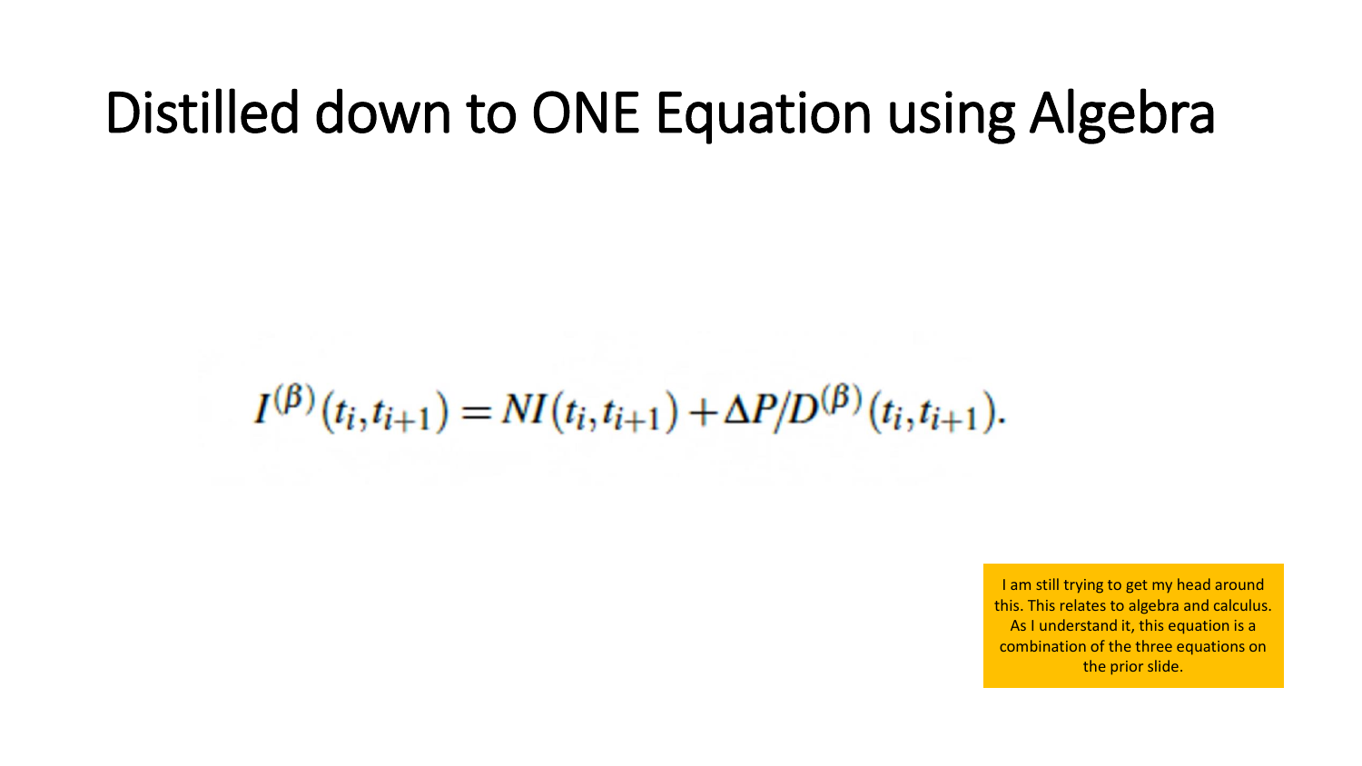# Distilled down to ONE Equation using Algebra

$$I^{(\beta)}(t_i, t_{i+1}) = NI(t_i, t_{i+1}) + \Delta P / D^{(\beta)}(t_i, t_{i+1}).$$

I am still trying to get my head around this. This relates to algebra and calculus. As I understand it, this equation is a combination of the three equations on the prior slide.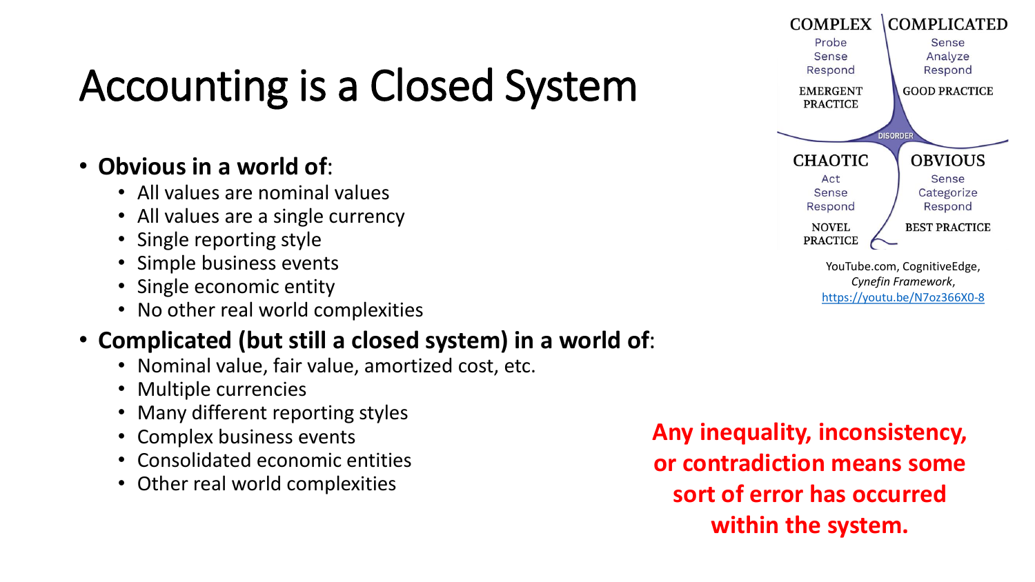# Accounting is a Closed System

- **Obvious in a world of**:
  - All values are nominal values
  - All values are a single currency
  - Single reporting style
  - Simple business events
  - Single economic entity
  - No other real world complexities
- **Complicated (but still a closed system) in a world of**:
  - Nominal value, fair value, amortized cost, etc.
  - Multiple currencies
  - Many different reporting styles
  - Complex business events
  - Consolidated economic entities
  - Other real world complexities

| COMPLEX | COMPLICATED |
|---|---|
| Probe<br>Sense<br>Respond | Sense<br>Analyze<br>Respond |
| EMERGENT PRACTICE | GOOD PRACTICE |
| DISORDER | |
| **CHAOTIC** | **OBVIOUS** |
| Act<br>Sense<br>Respond | Sense<br>Categorize<br>Respond |
| NOVEL PRACTICE | BEST PRACTICE |

YouTube.com, CognitiveEdge, *Cynefin Framework*, https://youtu.be/N7oz366X0-8

**Any inequality, inconsistency, or contradiction means some sort of error has occurred within the system.**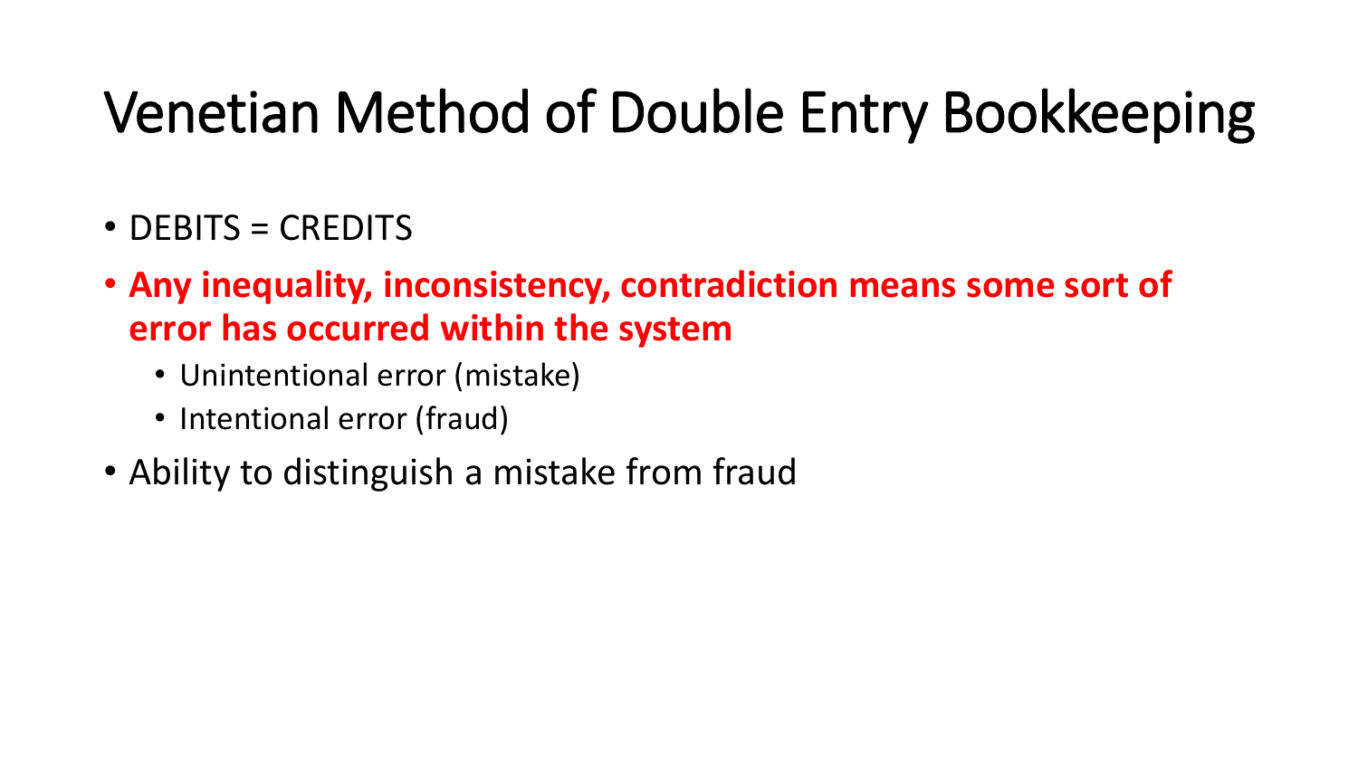# Venetian Method of Double Entry Bookkeeping

- DEBITS = CREDITS
- **Any inequality, inconsistency, contradiction means some sort of error has occurred within the system**
  - Unintentional error (mistake)
  - Intentional error (fraud)
- Ability to distinguish a mistake from fraud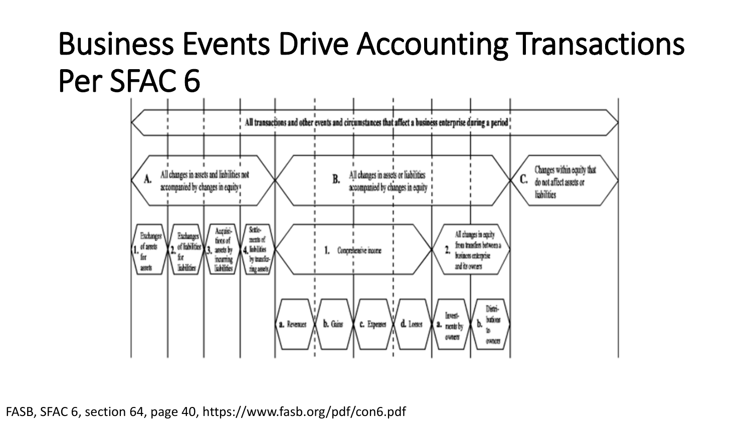# Business Events Drive Accounting Transactions Per SFAC 6

All transactions and other events and circumstances that affect a business enterprise during a period

- **A.** All changes in assets and liabilities not accompanied by changes in equity
  1. Exchanges of assets for assets
  2. Exchanges of liabilities for liabilities
  3. Acquisitions of assets by incurring liabilities
  4. Settlements of liabilities by transferring assets
- **B.** All changes in assets or liabilities accompanied by changes in equity
  1. Comprehensive income
     - a. Revenues
     - b. Gains
     - c. Expenses
     - d. Losses
  2. All changes in equity from transfers between a business enterprise and its owners
     - a. Investments by owners
     - b. Distributions to owners
- **C.** Changes within equity that do not affect assets or liabilities

FASB, SFAC 6, section 64, page 40, https://www.fasb.org/pdf/con6.pdf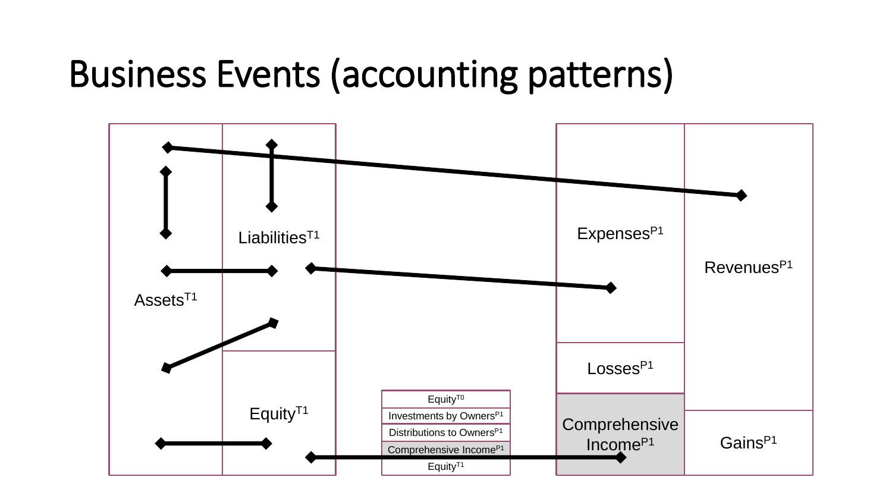# Business Events (accounting patterns)

Assets$^{T1}$

Liabilities$^{T1}$

Equity$^{T1}$

| Equity$^{T0}$ |
|---|
| Investments by Owners$^{P1}$ |
| Distributions to Owners$^{P1}$ |
| Comprehensive Income$^{P1}$ |
| Equity$^{T1}$ |

Expenses$^{P1}$

Revenues$^{P1}$

Losses$^{P1}$

Comprehensive Income$^{P1}$

Gains$^{P1}$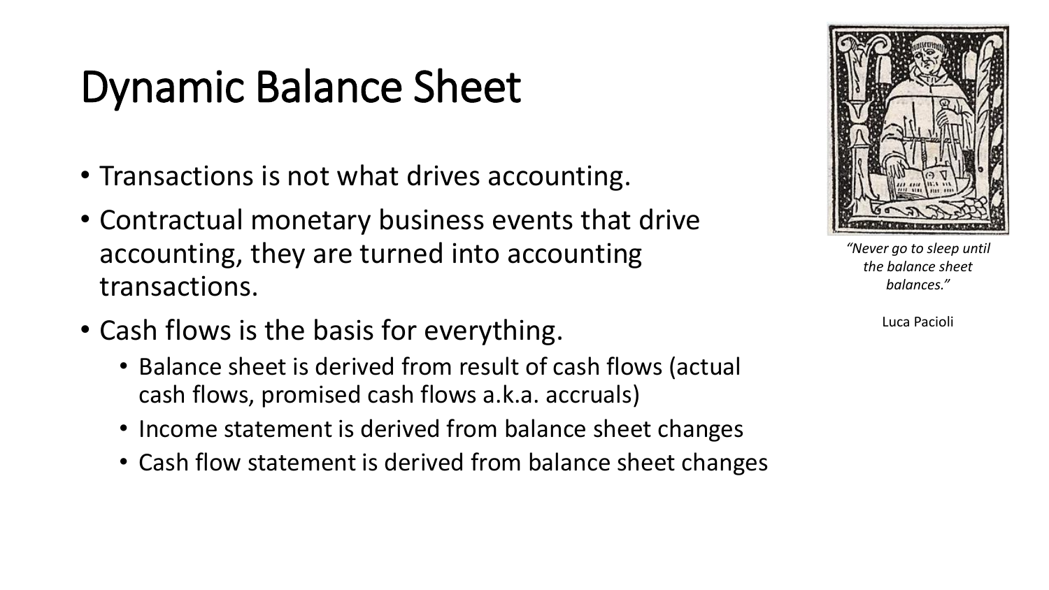# Dynamic Balance Sheet

- Transactions is not what drives accounting.
- Contractual monetary business events that drive accounting, they are turned into accounting transactions.
- Cash flows is the basis for everything.
  - Balance sheet is derived from result of cash flows (actual cash flows, promised cash flows a.k.a. accruals)
  - Income statement is derived from balance sheet changes
  - Cash flow statement is derived from balance sheet changes

*"Never go to sleep until the balance sheet balances."*

Luca Pacioli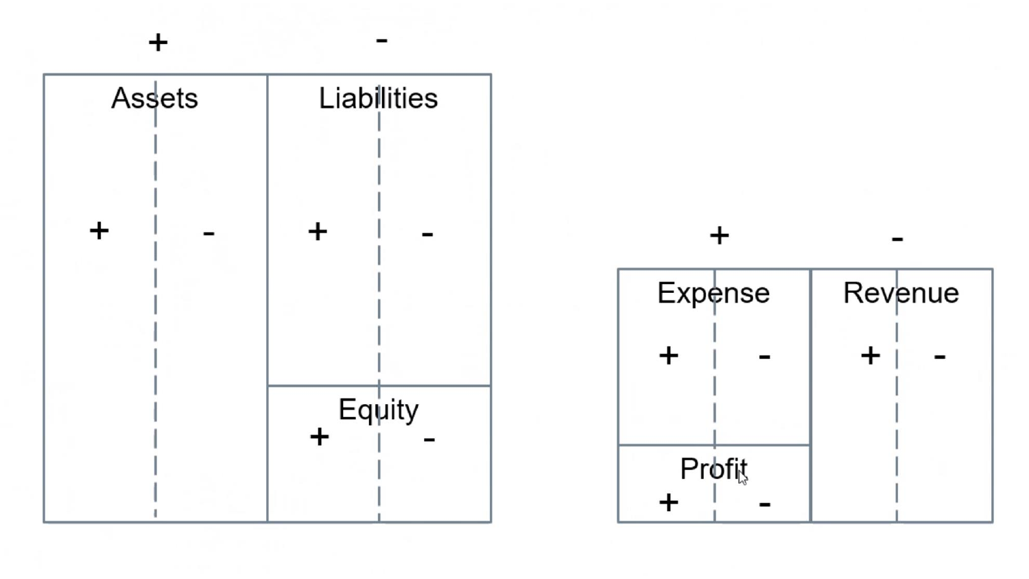| + | - |
|---|---|
| **Assets** | **Liabilities** |
| + &#124; - | + &#124; - |
| | **Equity** |
| | + &#124; - |

| + | - |
|---|---|
| **Expense** | **Revenue** |
| + &#124; - | + &#124; - |
| **Profit** | |
| + &#124; - | |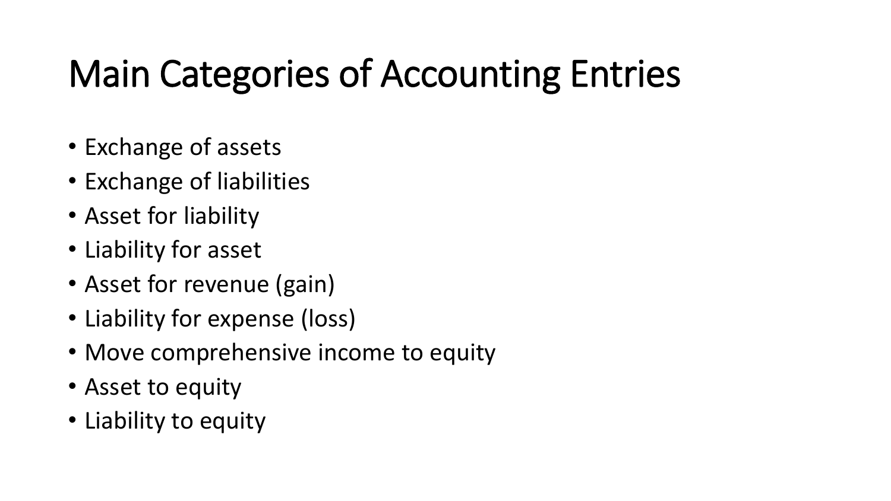# Main Categories of Accounting Entries

- Exchange of assets
- Exchange of liabilities
- Asset for liability
- Liability for asset
- Asset for revenue (gain)
- Liability for expense (loss)
- Move comprehensive income to equity
- Asset to equity
- Liability to equity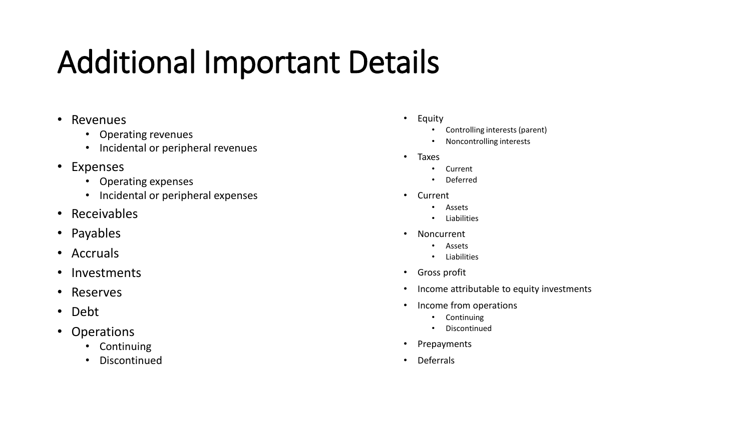# Additional Important Details

- Revenues
  - Operating revenues
  - Incidental or peripheral revenues
- Expenses
  - Operating expenses
  - Incidental or peripheral expenses
- Receivables
- Payables
- Accruals
- Investments
- Reserves
- Debt
- Operations
  - Continuing
  - Discontinued
- Equity
  - Controlling interests (parent)
  - Noncontrolling interests
- Taxes
  - Current
  - Deferred
- Current
  - Assets
  - Liabilities
- Noncurrent
  - Assets
  - Liabilities
- Gross profit
- Income attributable to equity investments
- Income from operations
  - Continuing
  - Discontinued
- Prepayments
- Deferrals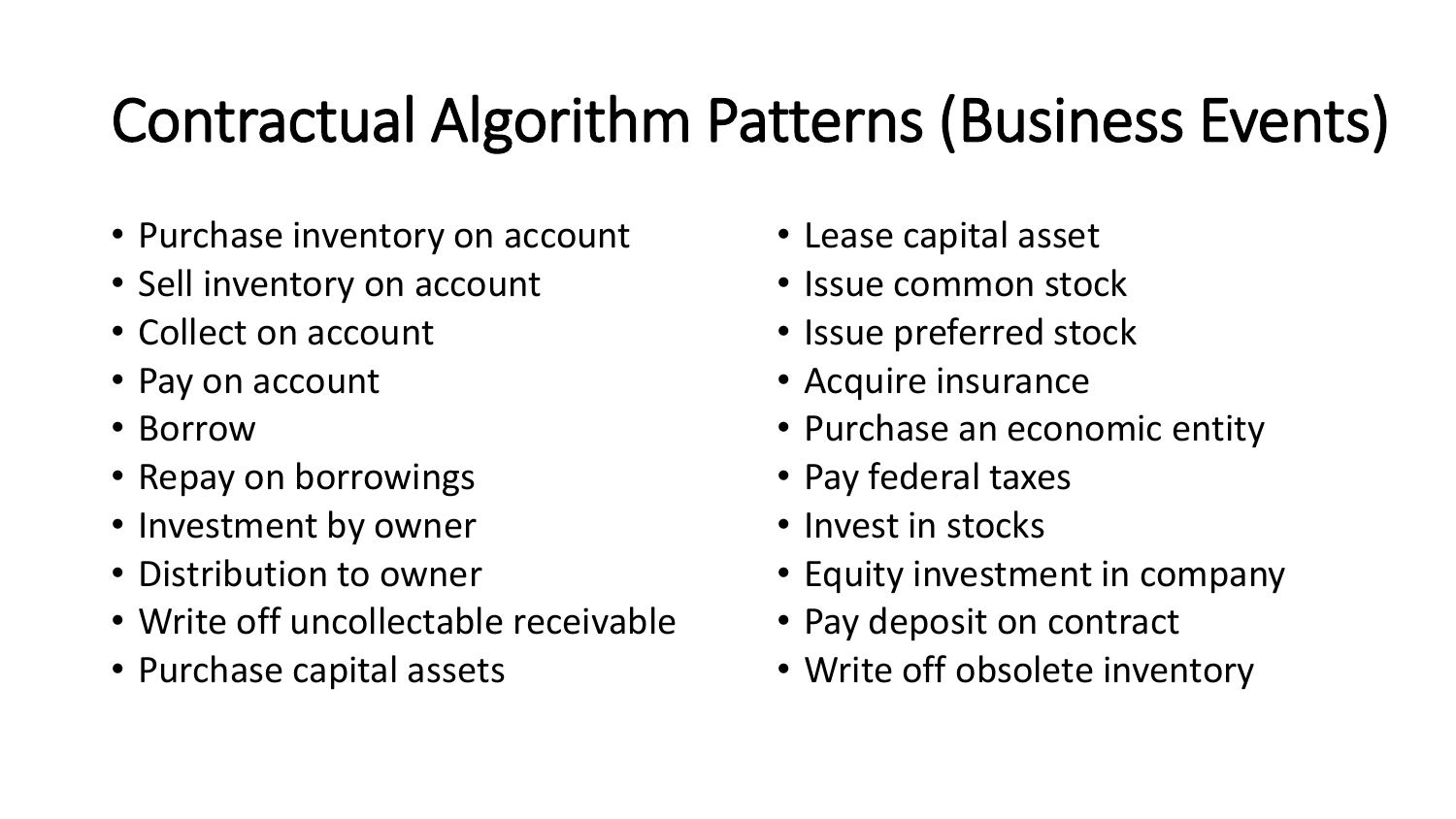# Contractual Algorithm Patterns (Business Events)

- Purchase inventory on account
- Sell inventory on account
- Collect on account
- Pay on account
- Borrow
- Repay on borrowings
- Investment by owner
- Distribution to owner
- Write off uncollectable receivable
- Purchase capital assets
- Lease capital asset
- Issue common stock
- Issue preferred stock
- Acquire insurance
- Purchase an economic entity
- Pay federal taxes
- Invest in stocks
- Equity investment in company
- Pay deposit on contract
- Write off obsolete inventory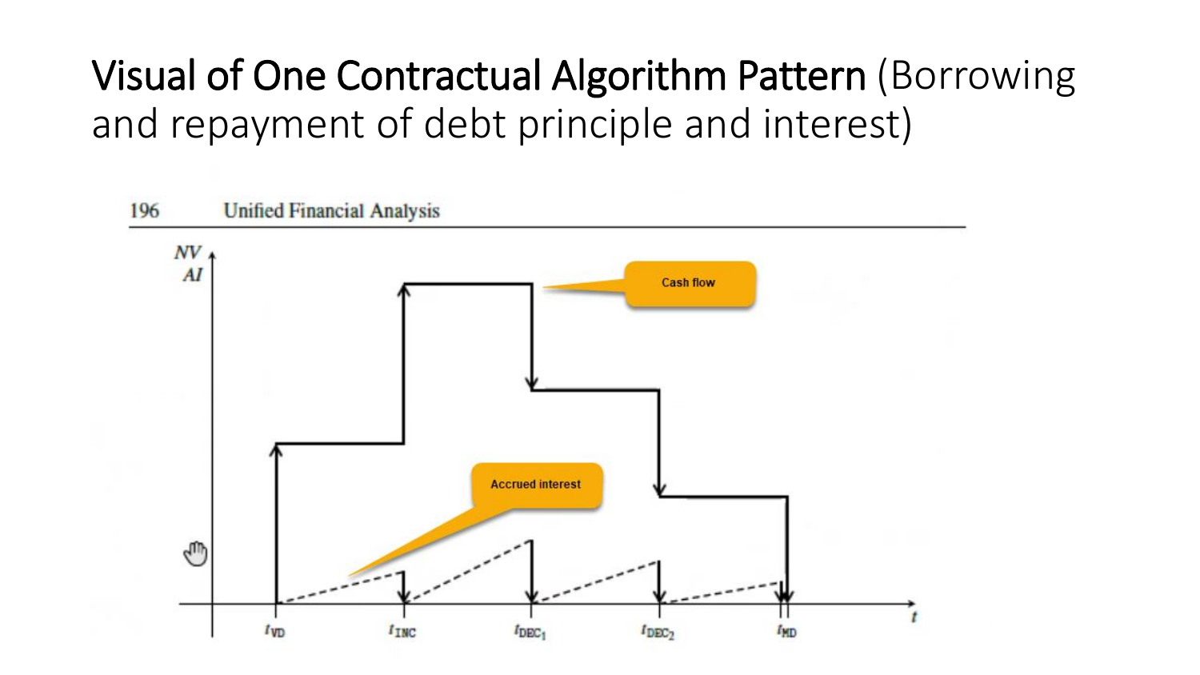# Visual of One Contractual Algorithm Pattern (Borrowing and repayment of debt principle and interest)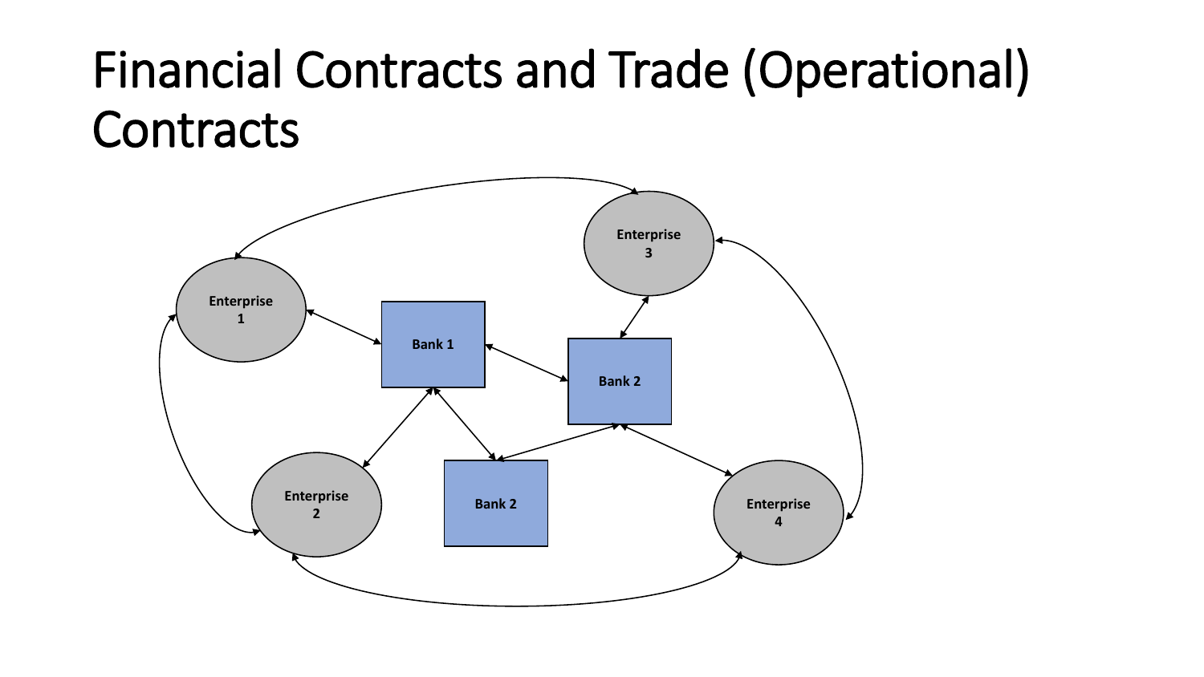# Financial Contracts and Trade (Operational) Contracts

Enterprise 1

Enterprise 2

Enterprise 3

Enterprise 4

Bank 1

Bank 2

Bank 2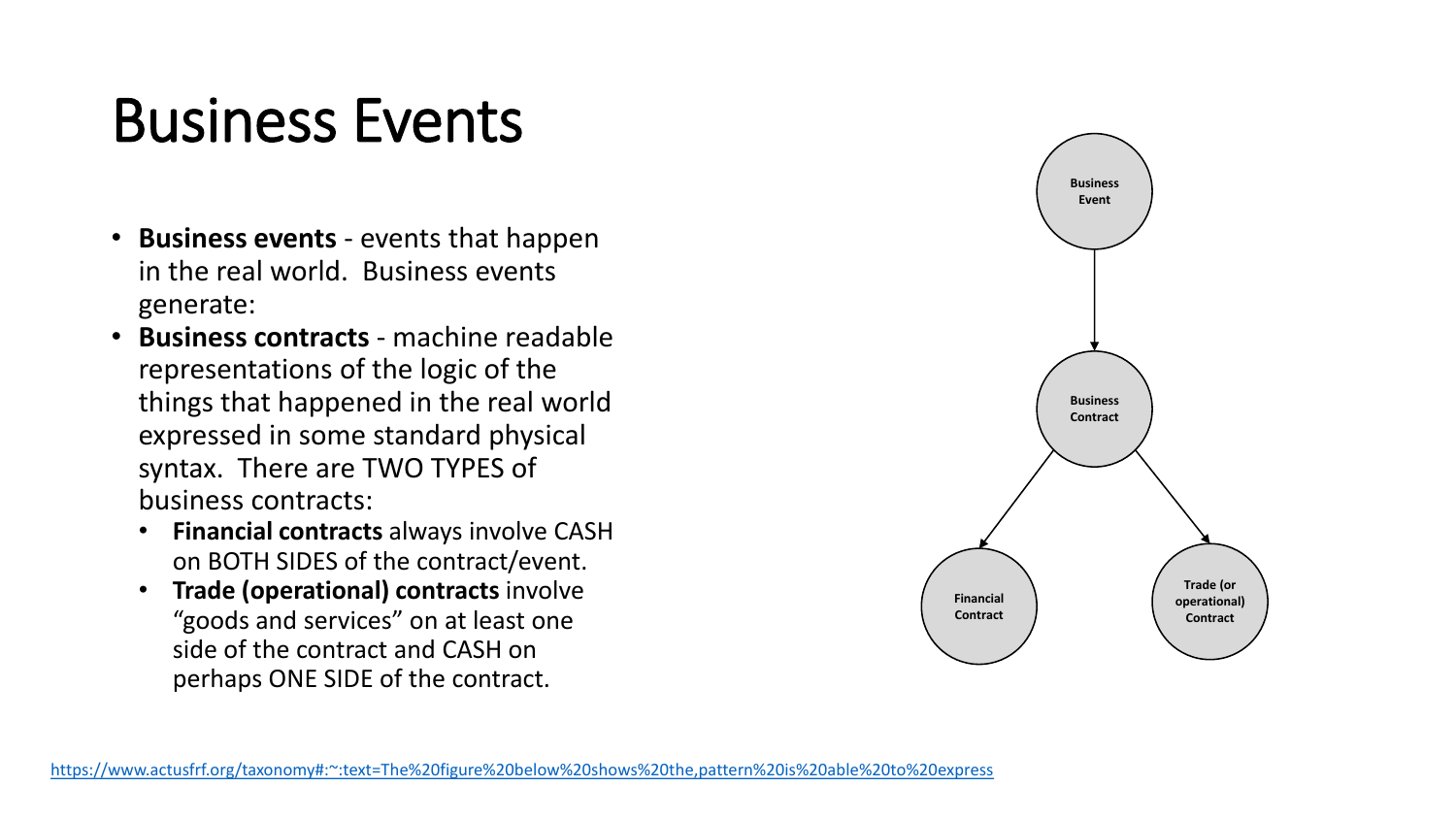# Business Events

- **Business events** - events that happen in the real world. Business events generate:
- **Business contracts** - machine readable representations of the logic of the things that happened in the real world expressed in some standard physical syntax. There are TWO TYPES of business contracts:
  - **Financial contracts** always involve CASH on BOTH SIDES of the contract/event.
  - **Trade (operational) contracts** involve “goods and services” on at least one side of the contract and CASH on perhaps ONE SIDE of the contract.

Business Event

Business Contract

Financial Contract

Trade (or operational) Contract

https://www.actusfrf.org/taxonomy#:~:text=The%20figure%20below%20shows%20the,pattern%20is%20able%20to%20express